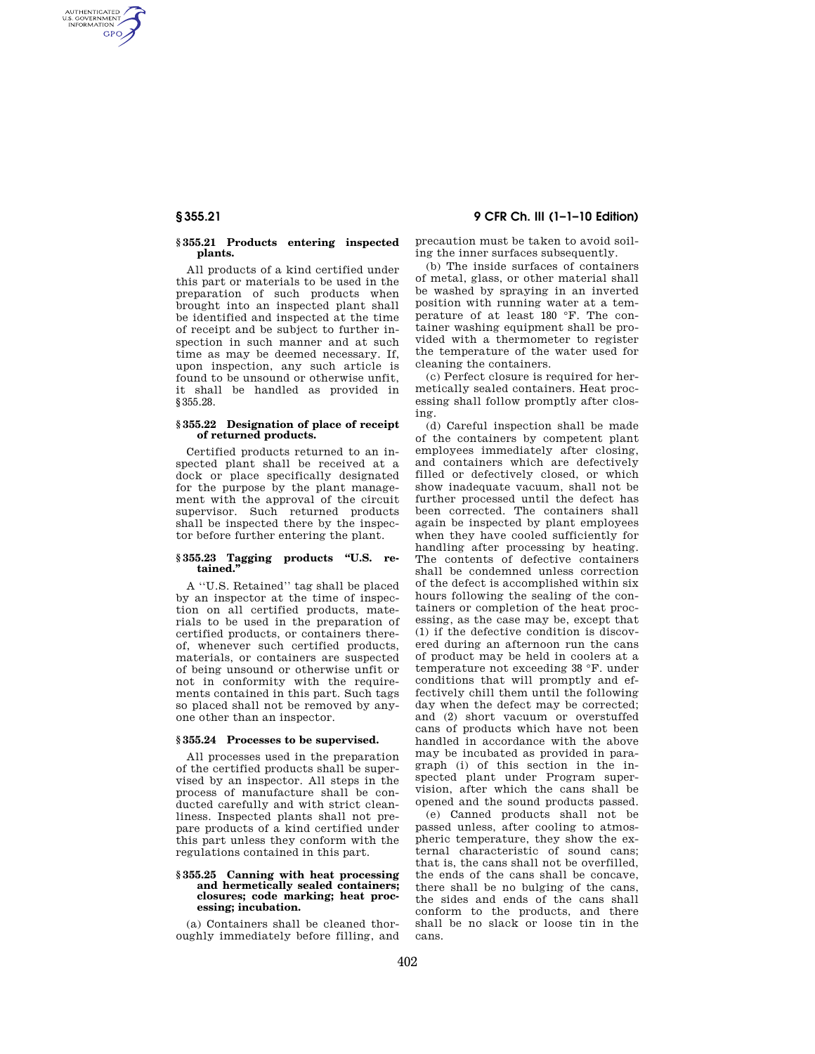### § 355.21 Products entering inspected plants.

All products of a kind certified under this part or materials to be used in the preparation of such products when brought into an inspected plant shall be identified and inspected at the time of receipt and be subject to further inspection in such manner and at such time as may be deemed necessary. If, upon inspection, any such article is found to be unsound or otherwise unfit, it shall be handled as provided in §355.28.

### § 355.22 Designation of place of receipt of returned products.

Certified products returned to an inspected plant shall be received at a dock or place specifically designated for the purpose by the plant management with the approval of the circuit supervisor. Such returned products shall be inspected there by the inspector before further entering the plant.

### § 355.23 Tagging products "U.S. retained."

A ''U.S. Retained'' tag shall be placed by an inspector at the time of inspection on all certified products, materials to be used in the preparation of certified products, or containers thereof, whenever such certified products, materials, or containers are suspected of being unsound or otherwise unfit or not in conformity with the requirements contained in this part. Such tags so placed shall not be removed by anyone other than an inspector.

### § 355.24 Processes to be supervised.

All processes used in the preparation of the certified products shall be supervised by an inspector. All steps in the process of manufacture shall be conducted carefully and with strict cleanliness. Inspected plants shall not prepare products of a kind certified under this part unless they conform with the regulations contained in this part.

### § 355.25 Canning with heat processing and hermetically sealed containers; closures; code marking; heat processing; incubation.

(a) Containers shall be cleaned thoroughly immediately before filling, and precaution must be taken to avoid soiling the inner surfaces subsequently.

(b) The inside surfaces of containers of metal, glass, or other material shall be washed by spraying in an inverted position with running water at a temperature of at least 180 °F. The container washing equipment shall be provided with a thermometer to register the temperature of the water used for cleaning the containers.

(c) Perfect closure is required for hermetically sealed containers. Heat processing shall follow promptly after closing.

(d) Careful inspection shall be made of the containers by competent plant employees immediately after closing, and containers which are defectively filled or defectively closed, or which show inadequate vacuum, shall not be further processed until the defect has been corrected. The containers shall again be inspected by plant employees when they have cooled sufficiently for handling after processing by heating. The contents of defective containers shall be condemned unless correction of the defect is accomplished within six hours following the sealing of the containers or completion of the heat processing, as the case may be, except that (1) if the defective condition is discovered during an afternoon run the cans of product may be held in coolers at a temperature not exceeding 38 °F. under conditions that will promptly and effectively chill them until the following day when the defect may be corrected; and (2) short vacuum or overstuffed cans of products which have not been handled in accordance with the above may be incubated as provided in paragraph (i) of this section in the inspected plant under Program supervision, after which the cans shall be opened and the sound products passed.

(e) Canned products shall not be passed unless, after cooling to atmospheric temperature, they show the external characteristic of sound cans; that is, the cans shall not be overfilled, the ends of the cans shall be concave, there shall be no bulging of the cans, the sides and ends of the cans shall conform to the products, and there shall be no slack or loose tin in the cans.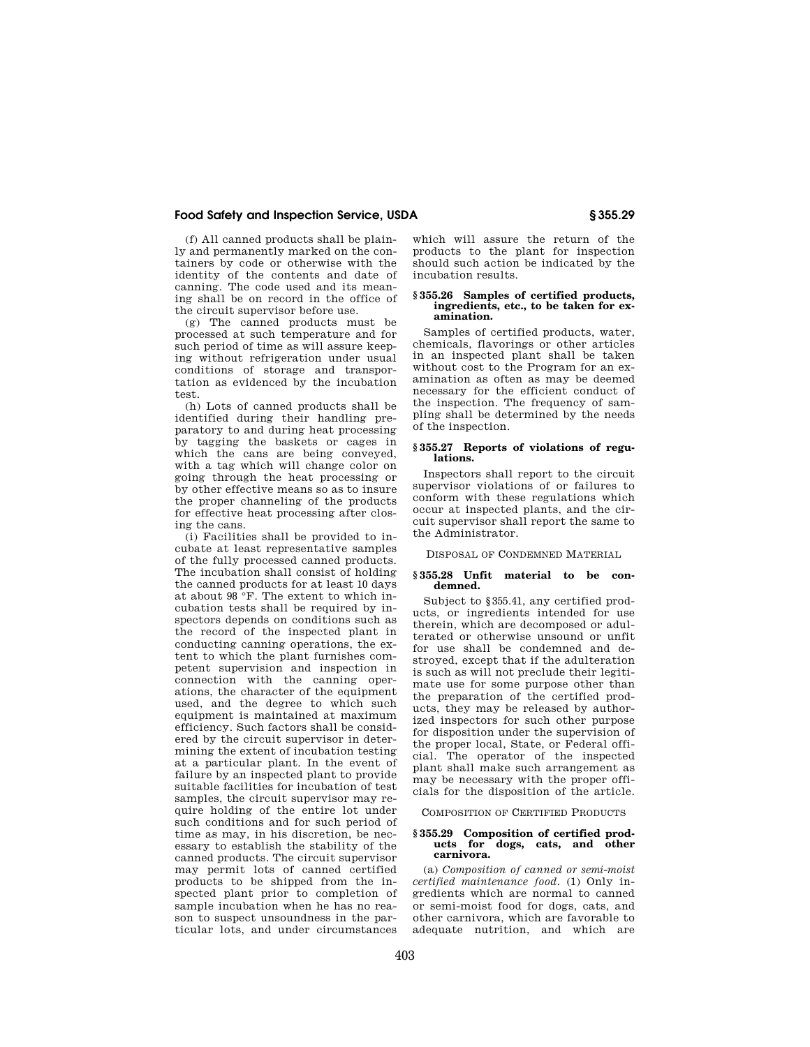(f) All canned products shall be plainly and permanently marked on the containers by code or otherwise with the identity of the contents and date of canning. The code used and its meaning shall be on record in the office of the circuit supervisor before use.

(g) The canned products must be processed at such temperature and for such period of time as will assure keeping without refrigeration under usual conditions of storage and transportation as evidenced by the incubation test.

(h) Lots of canned products shall be identified during their handling preparatory to and during heat processing by tagging the baskets or cages in which the cans are being conveyed, with a tag which will change color on going through the heat processing or by other effective means so as to insure the proper channeling of the products for effective heat processing after closing the cans.

(i) Facilities shall be provided to incubate at least representative samples of the fully processed canned products. The incubation shall consist of holding the canned products for at least 10 days at about 98 °F. The extent to which incubation tests shall be required by inspectors depends on conditions such as the record of the inspected plant in conducting canning operations, the extent to which the plant furnishes competent supervision and inspection in connection with the canning operations, the character of the equipment used, and the degree to which such equipment is maintained at maximum efficiency. Such factors shall be considered by the circuit supervisor in determining the extent of incubation testing at a particular plant. In the event of failure by an inspected plant to provide suitable facilities for incubation of test samples, the circuit supervisor may require holding of the entire lot under such conditions and for such period of time as may, in his discretion, be necessary to establish the stability of the canned products. The circuit supervisor may permit lots of canned certified products to be shipped from the inspected plant prior to completion of sample incubation when he has no reason to suspect unsoundness in the particular lots, and under circumstances which will assure the return of the products to the plant for inspection should such action be indicated by the incubation results.

### § 355.26 Samples of certified products, ingredients, etc., to be taken for examination.

Samples of certified products, water, chemicals, flavorings or other articles in an inspected plant shall be taken without cost to the Program for an examination as often as may be deemed necessary for the efficient conduct of the inspection. The frequency of sampling shall be determined by the needs of the inspection.

### § 355.27 Reports of violations of regulations.

Inspectors shall report to the circuit supervisor violations of or failures to conform with these regulations which occur at inspected plants, and the circuit supervisor shall report the same to the Administrator.

## DISPOSAL OF CONDEMNED MATERIAL

### § 355.28 Unfit material to be condemned.

Subject to § 355.41, any certified products, or ingredients intended for use therein, which are decomposed or adulterated or otherwise unsound or unfit for use shall be condemned and destroyed, except that if the adulteration is such as will not preclude their legitimate use for some purpose other than the preparation of the certified products, they may be released by authorized inspectors for such other purpose for disposition under the supervision of the proper local, State, or Federal official. The operator of the inspected plant shall make such arrangement as may be necessary with the proper officials for the disposition of the article.

## COMPOSITION OF CERTIFIED PRODUCTS

### § 355.29 Composition of certified products for dogs, cats, and other carnivora.

(a) *Composition of canned or semi-moist certified maintenance food.* (1) Only ingredients which are normal to canned or semi-moist food for dogs, cats, and other carnivora, which are favorable to adequate nutrition, and which are